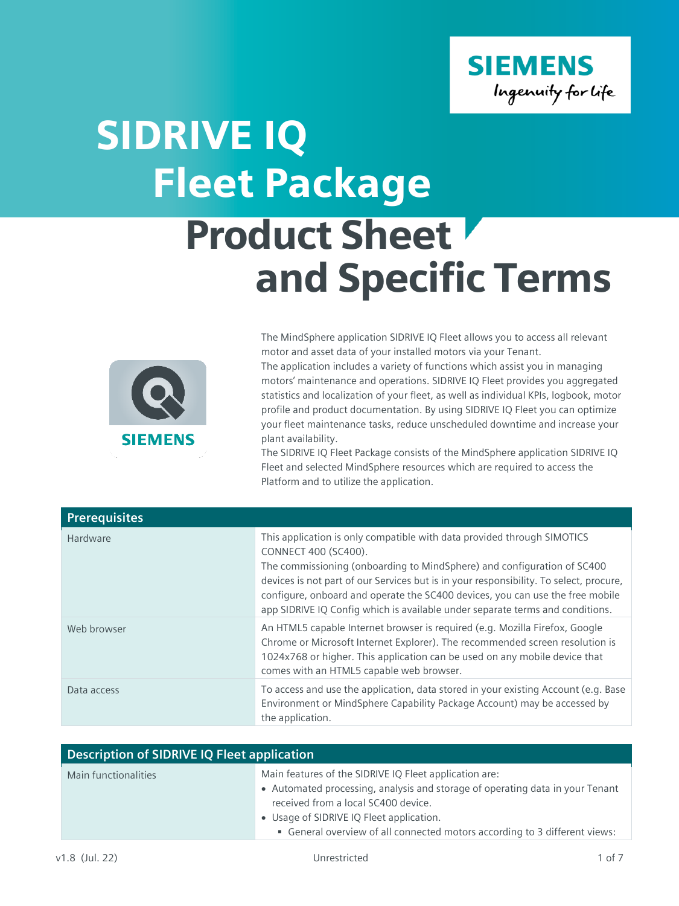# SIDRIVE IQ Fleet Package

## Product Sheet and Specific Terms

The MindSphere application SIDRIVE IQ Fleet allows you to access all relevant motor and asset data of your installed motors via your Tenant.
The application includes a variety of functions which assist you in managing motors' maintenance and operations. SIDRIVE IQ Fleet provides you aggregated statistics and localization of your fleet, as well as individual KPIs, logbook, motor profile and product documentation. By using SIDRIVE IQ Fleet you can optimize your fleet maintenance tasks, reduce unscheduled downtime and increase your plant availability.
The SIDRIVE IQ Fleet Package consists of the MindSphere application SIDRIVE IQ Fleet and selected MindSphere resources which are required to access the Platform and to utilize the application.

| Prerequisites | |
|---|---|
| Hardware | This application is only compatible with data provided through SIMOTICS CONNECT 400 (SC400).<br>The commissioning (onboarding to MindSphere) and configuration of SC400 devices is not part of our Services but is in your responsibility. To select, procure, configure, onboard and operate the SC400 devices, you can use the free mobile app SIDRIVE IQ Config which is available under separate terms and conditions. |
| Web browser | An HTML5 capable Internet browser is required (e.g. Mozilla Firefox, Google Chrome or Microsoft Internet Explorer). The recommended screen resolution is 1024x768 or higher. This application can be used on any mobile device that comes with an HTML5 capable web browser. |
| Data access | To access and use the application, data stored in your existing Account (e.g. Base Environment or MindSphere Capability Package Account) may be accessed by the application. |

| Description of SIDRIVE IQ Fleet application | |
|---|---|
| Main functionalities | Main features of the SIDRIVE IQ Fleet application are:<br>• Automated processing, analysis and storage of operating data in your Tenant received from a local SC400 device.<br>• Usage of SIDRIVE IQ Fleet application.<br>&nbsp;&nbsp;▪ General overview of all connected motors according to 3 different views: |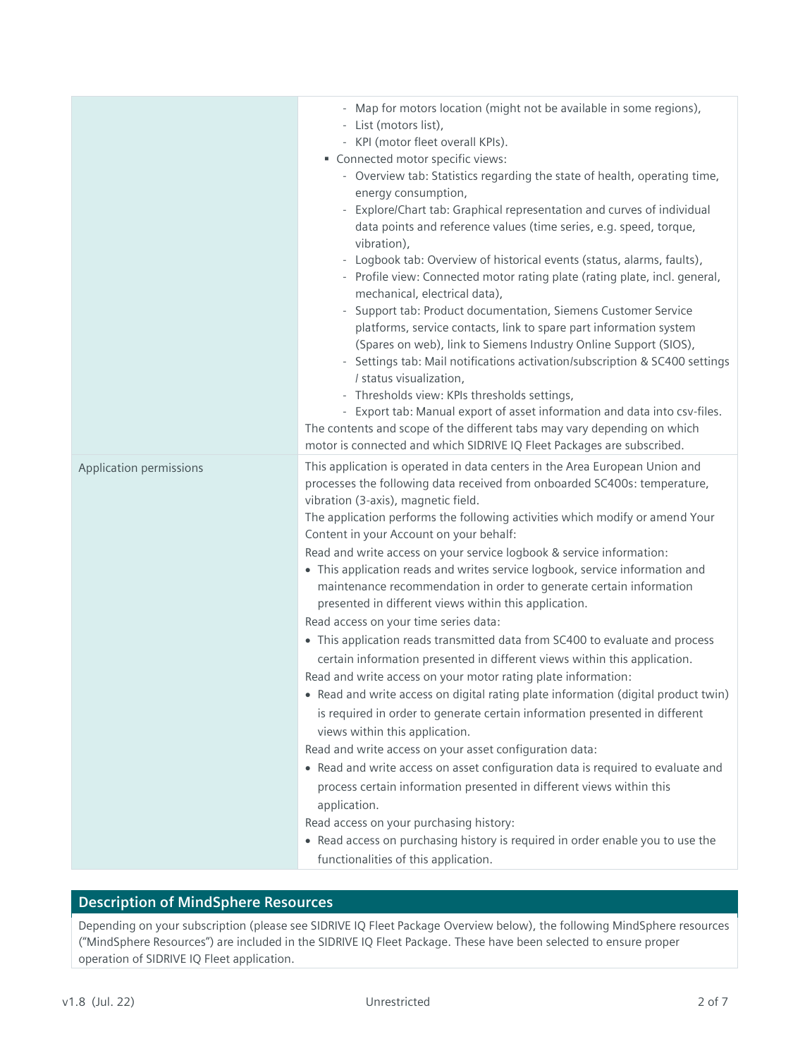| | |
|---|---|
| | - Map for motors location (might not be available in some regions),<br>- List (motors list),<br>- KPI (motor fleet overall KPIs).<br>▪ Connected motor specific views:<br>- Overview tab: Statistics regarding the state of health, operating time, energy consumption,<br>- Explore/Chart tab: Graphical representation and curves of individual data points and reference values (time series, e.g. speed, torque, vibration),<br>- Logbook tab: Overview of historical events (status, alarms, faults),<br>- Profile view: Connected motor rating plate (rating plate, incl. general, mechanical, electrical data),<br>- Support tab: Product documentation, Siemens Customer Service platforms, service contacts, link to spare part information system (Spares on web), link to Siemens Industry Online Support (SIOS),<br>- Settings tab: Mail notifications activation/subscription & SC400 settings / status visualization,<br>- Thresholds view: KPIs thresholds settings,<br>- Export tab: Manual export of asset information and data into csv-files.<br>The contents and scope of the different tabs may vary depending on which motor is connected and which SIDRIVE IQ Fleet Packages are subscribed. |
| Application permissions | This application is operated in data centers in the Area European Union and processes the following data received from onboarded SC400s: temperature, vibration (3-axis), magnetic field.<br>The application performs the following activities which modify or amend Your Content in your Account on your behalf:<br>Read and write access on your service logbook & service information:<br>• This application reads and writes service logbook, service information and maintenance recommendation in order to generate certain information presented in different views within this application.<br>Read access on your time series data:<br>• This application reads transmitted data from SC400 to evaluate and process certain information presented in different views within this application.<br>Read and write access on your motor rating plate information:<br>• Read and write access on digital rating plate information (digital product twin) is required in order to generate certain information presented in different views within this application.<br>Read and write access on your asset configuration data:<br>• Read and write access on asset configuration data is required to evaluate and process certain information presented in different views within this application.<br>Read access on your purchasing history:<br>• Read access on purchasing history is required in order enable you to use the functionalities of this application. |

## Description of MindSphere Resources

Depending on your subscription (please see SIDRIVE IQ Fleet Package Overview below), the following MindSphere resources ("MindSphere Resources") are included in the SIDRIVE IQ Fleet Package. These have been selected to ensure proper operation of SIDRIVE IQ Fleet application.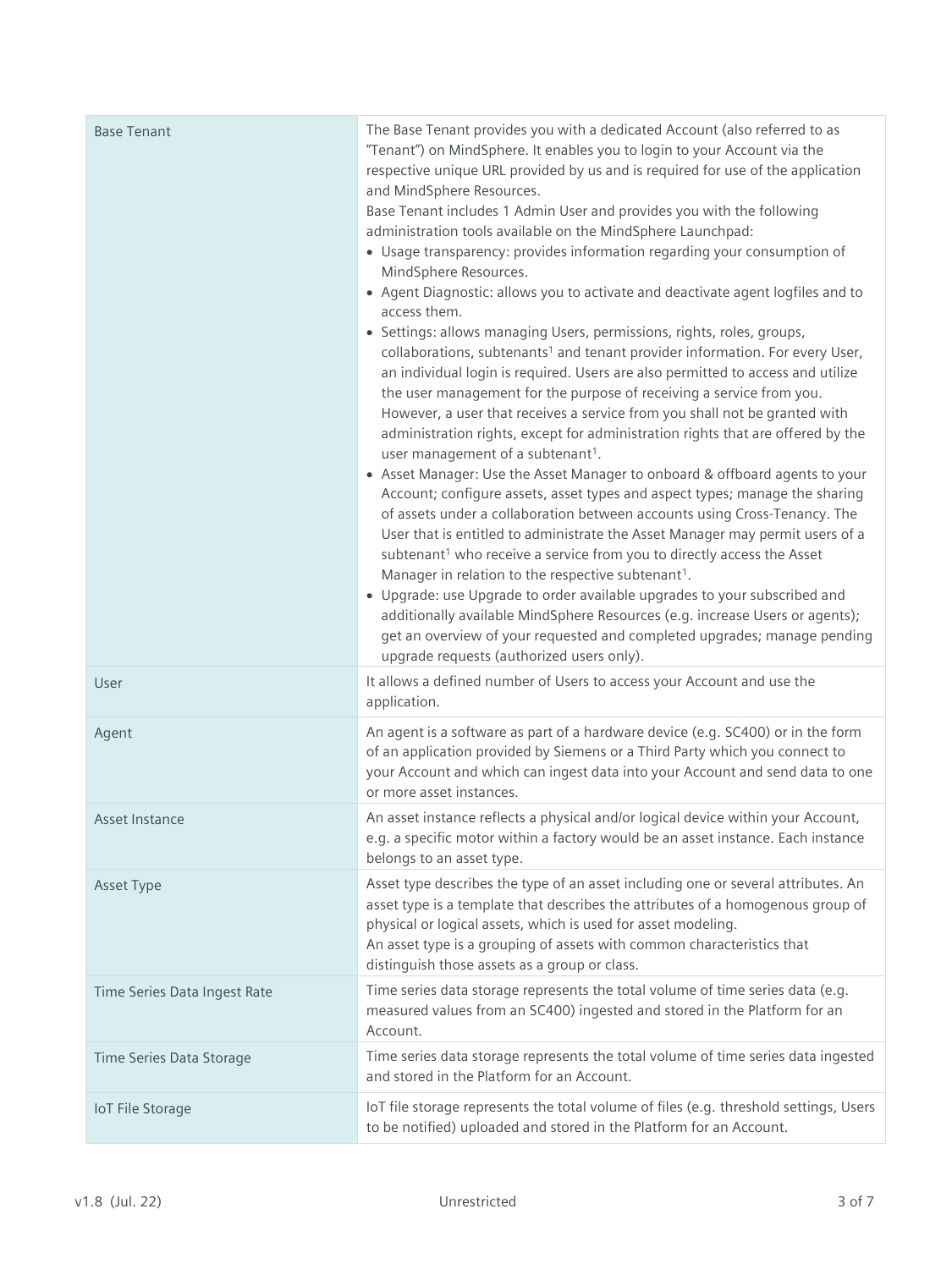| | |
|---|---|
| Base Tenant | The Base Tenant provides you with a dedicated Account (also referred to as "Tenant") on MindSphere. It enables you to login to your Account via the respective unique URL provided by us and is required for use of the application and MindSphere Resources.<br>Base Tenant includes 1 Admin User and provides you with the following administration tools available on the MindSphere Launchpad:<br>• Usage transparency: provides information regarding your consumption of MindSphere Resources.<br>• Agent Diagnostic: allows you to activate and deactivate agent logfiles and to access them.<br>• Settings: allows managing Users, permissions, rights, roles, groups, collaborations, subtenants[1] and tenant provider information. For every User, an individual login is required. Users are also permitted to access and utilize the user management for the purpose of receiving a service from you. However, a user that receives a service from you shall not be granted with administration rights, except for administration rights that are offered by the user management of a subtenant[1].<br>• Asset Manager: Use the Asset Manager to onboard & offboard agents to your Account; configure assets, asset types and aspect types; manage the sharing of assets under a collaboration between accounts using Cross-Tenancy. The User that is entitled to administrate the Asset Manager may permit users of a subtenant[1] who receive a service from you to directly access the Asset Manager in relation to the respective subtenant[1].<br>• Upgrade: use Upgrade to order available upgrades to your subscribed and additionally available MindSphere Resources (e.g. increase Users or agents); get an overview of your requested and completed upgrades; manage pending upgrade requests (authorized users only). |
| User | It allows a defined number of Users to access your Account and use the application. |
| Agent | An agent is a software as part of a hardware device (e.g. SC400) or in the form of an application provided by Siemens or a Third Party which you connect to your Account and which can ingest data into your Account and send data to one or more asset instances. |
| Asset Instance | An asset instance reflects a physical and/or logical device within your Account, e.g. a specific motor within a factory would be an asset instance. Each instance belongs to an asset type. |
| Asset Type | Asset type describes the type of an asset including one or several attributes. An asset type is a template that describes the attributes of a homogenous group of physical or logical assets, which is used for asset modeling.<br>An asset type is a grouping of assets with common characteristics that distinguish those assets as a group or class. |
| Time Series Data Ingest Rate | Time series data storage represents the total volume of time series data (e.g. measured values from an SC400) ingested and stored in the Platform for an Account. |
| Time Series Data Storage | Time series data storage represents the total volume of time series data ingested and stored in the Platform for an Account. |
| IoT File Storage | IoT file storage represents the total volume of files (e.g. threshold settings, Users to be notified) uploaded and stored in the Platform for an Account. |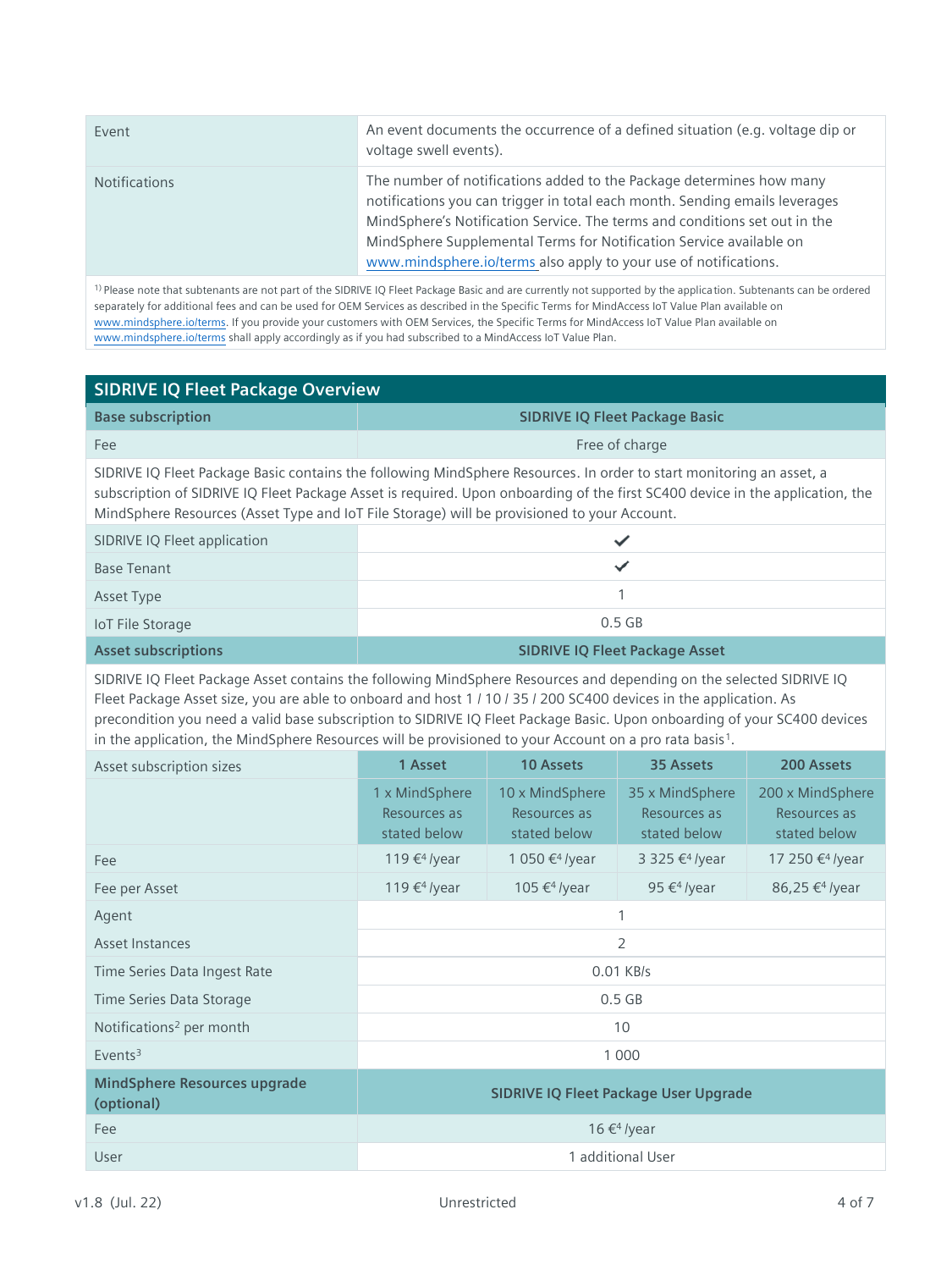| Event | An event documents the occurrence of a defined situation (e.g. voltage dip or voltage swell events). |
|---|---|
| Notifications | The number of notifications added to the Package determines how many notifications you can trigger in total each month. Sending emails leverages MindSphere's Notification Service. The terms and conditions set out in the MindSphere Supplemental Terms for Notification Service available on www.mindsphere.io/terms also apply to your use of notifications. |

[1)] Please note that subtenants are not part of the SIDRIVE IQ Fleet Package Basic and are currently not supported by the application. Subtenants can be ordered separately for additional fees and can be used for OEM Services as described in the Specific Terms for MindAccess IoT Value Plan available on www.mindsphere.io/terms. If you provide your customers with OEM Services, the Specific Terms for MindAccess IoT Value Plan available on www.mindsphere.io/terms shall apply accordingly as if you had subscribed to a MindAccess IoT Value Plan.

## SIDRIVE IQ Fleet Package Overview

| **Base subscription** | **SIDRIVE IQ Fleet Package Basic** | | | |
|---|---|---|---|---|
| Fee | Free of charge | | | |
| SIDRIVE IQ Fleet Package Basic contains the following MindSphere Resources. In order to start monitoring an asset, a subscription of SIDRIVE IQ Fleet Package Asset is required. Upon onboarding of the first SC400 device in the application, the MindSphere Resources (Asset Type and IoT File Storage) will be provisioned to your Account. | | | | |
| SIDRIVE IQ Fleet application | ✔ | | | |
| Base Tenant | ✔ | | | |
| Asset Type | 1 | | | |
| IoT File Storage | 0.5 GB | | | |
| **Asset subscriptions** | **SIDRIVE IQ Fleet Package Asset** | | | |
| SIDRIVE IQ Fleet Package Asset contains the following MindSphere Resources and depending on the selected SIDRIVE IQ Fleet Package Asset size, you are able to onboard and host 1 / 10 / 35 / 200 SC400 devices in the application. As precondition you need a valid base subscription to SIDRIVE IQ Fleet Package Basic. Upon onboarding of your SC400 devices in the application, the MindSphere Resources will be provisioned to your Account on a pro rata basis[1]. | | | | |
| Asset subscription sizes | **1 Asset** | **10 Assets** | **35 Assets** | **200 Assets** |
| | 1 x MindSphere Resources as stated below | 10 x MindSphere Resources as stated below | 35 x MindSphere Resources as stated below | 200 x MindSphere Resources as stated below |
| Fee | 119 €[4] /year | 1 050 €[4] /year | 3 325 €[4] /year | 17 250 €[4] /year |
| Fee per Asset | 119 €[4] /year | 105 €[4] /year | 95 €[4] /year | 86,25 €[4] /year |
| Agent | 1 | | | |
| Asset Instances | 2 | | | |
| Time Series Data Ingest Rate | 0.01 KB/s | | | |
| Time Series Data Storage | 0.5 GB | | | |
| Notifications[2] per month | 10 | | | |
| Events[3] | 1 000 | | | |
| **MindSphere Resources upgrade (optional)** | **SIDRIVE IQ Fleet Package User Upgrade** | | | |
| Fee | 16 €[4] /year | | | |
| User | 1 additional User | | | |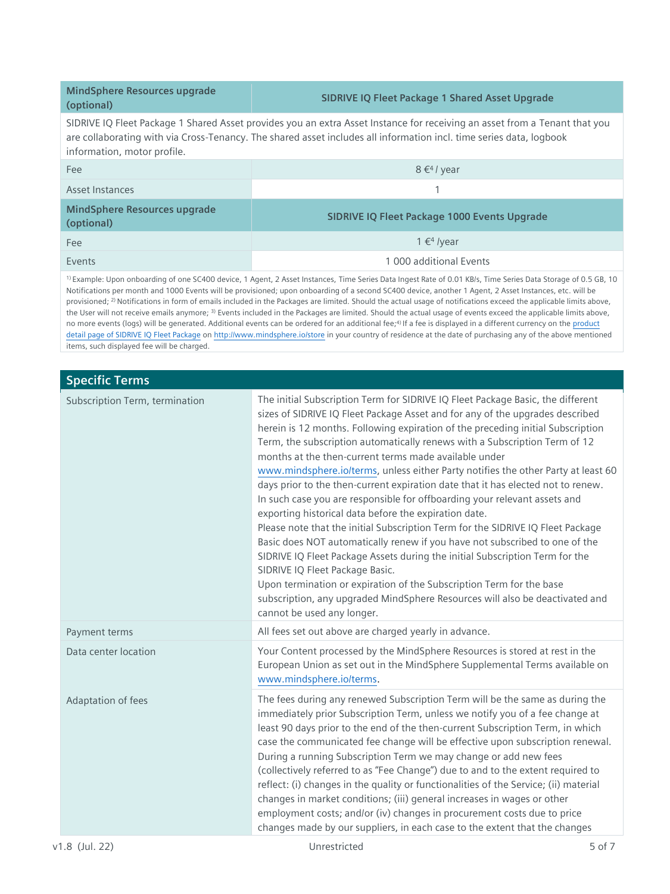| MindSphere Resources upgrade (optional) | SIDRIVE IQ Fleet Package 1 Shared Asset Upgrade |
|---|---|
| SIDRIVE IQ Fleet Package 1 Shared Asset provides you an extra Asset Instance for receiving an asset from a Tenant that you are collaborating with via Cross-Tenancy. The shared asset includes all information incl. time series data, logbook information, motor profile. | |
| Fee | 8 €[4] / year |
| Asset Instances | 1 |
| **MindSphere Resources upgrade (optional)** | **SIDRIVE IQ Fleet Package 1000 Events Upgrade** |
| Fee | 1 €[4] /year |
| Events | 1 000 additional Events |

[1)] Example: Upon onboarding of one SC400 device, 1 Agent, 2 Asset Instances, Time Series Data Ingest Rate of 0.01 KB/s, Time Series Data Storage of 0.5 GB, 10 Notifications per month and 1000 Events will be provisioned; upon onboarding of a second SC400 device, another 1 Agent, 2 Asset Instances, etc. will be provisioned; [2)] Notifications in form of emails included in the Packages are limited. Should the actual usage of notifications exceed the applicable limits above, the User will not receive emails anymore; [3)] Events included in the Packages are limited. Should the actual usage of events exceed the applicable limits above, no more events (logs) will be generated. Additional events can be ordered for an additional fee;[4)] If a fee is displayed in a different currency on the product detail page of SIDRIVE IQ Fleet Package on http://www.mindsphere.io/store in your country of residence at the date of purchasing any of the above mentioned items, such displayed fee will be charged.

## Specific Terms

| | |
|---|---|
| Subscription Term, termination | The initial Subscription Term for SIDRIVE IQ Fleet Package Basic, the different sizes of SIDRIVE IQ Fleet Package Asset and for any of the upgrades described herein is 12 months. Following expiration of the preceding initial Subscription Term, the subscription automatically renews with a Subscription Term of 12 months at the then-current terms made available under www.mindsphere.io/terms, unless either Party notifies the other Party at least 60 days prior to the then-current expiration date that it has elected not to renew. In such case you are responsible for offboarding your relevant assets and exporting historical data before the expiration date. Please note that the initial Subscription Term for the SIDRIVE IQ Fleet Package Basic does NOT automatically renew if you have not subscribed to one of the SIDRIVE IQ Fleet Package Assets during the initial Subscription Term for the SIDRIVE IQ Fleet Package Basic. Upon termination or expiration of the Subscription Term for the base subscription, any upgraded MindSphere Resources will also be deactivated and cannot be used any longer. |
| Payment terms | All fees set out above are charged yearly in advance. |
| Data center location | Your Content processed by the MindSphere Resources is stored at rest in the European Union as set out in the MindSphere Supplemental Terms available on www.mindsphere.io/terms. |
| Adaptation of fees | The fees during any renewed Subscription Term will be the same as during the immediately prior Subscription Term, unless we notify you of a fee change at least 90 days prior to the end of the then-current Subscription Term, in which case the communicated fee change will be effective upon subscription renewal. During a running Subscription Term we may change or add new fees (collectively referred to as "Fee Change") due to and to the extent required to reflect: (i) changes in the quality or functionalities of the Service; (ii) material changes in market conditions; (iii) general increases in wages or other employment costs; and/or (iv) changes in procurement costs due to price changes made by our suppliers, in each case to the extent that the changes |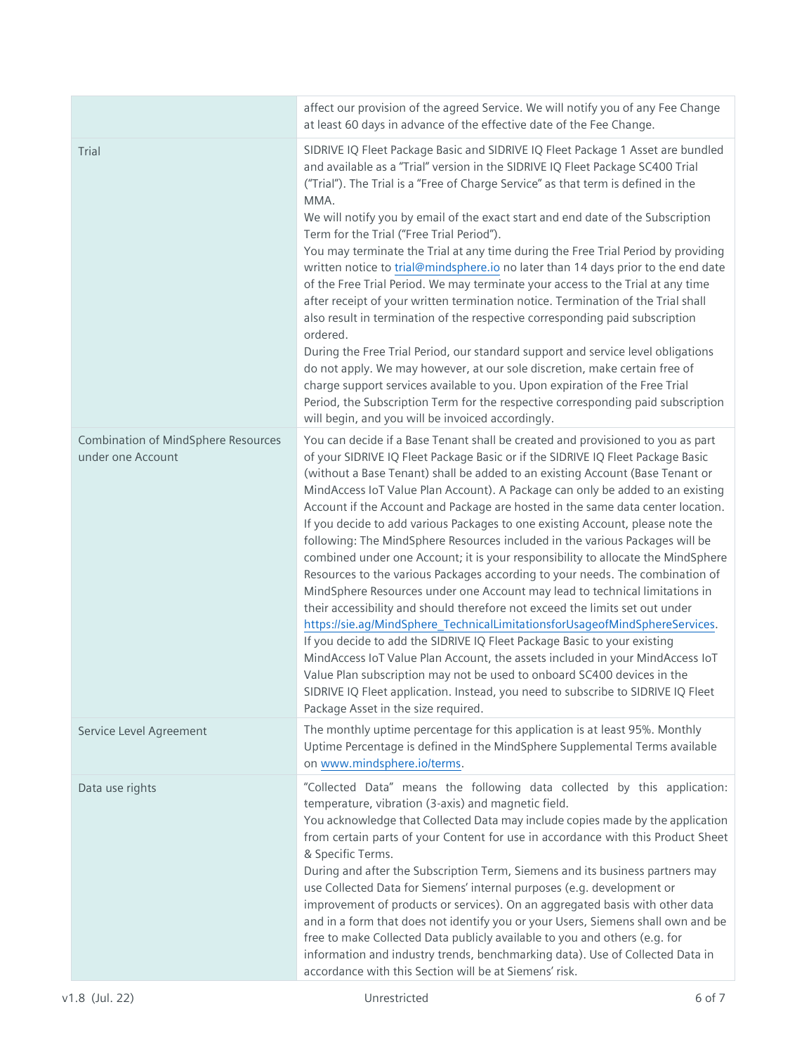|  |  |
|---|---|
|  | affect our provision of the agreed Service. We will notify you of any Fee Change at least 60 days in advance of the effective date of the Fee Change. |
| Trial | SIDRIVE IQ Fleet Package Basic and SIDRIVE IQ Fleet Package 1 Asset are bundled and available as a "Trial" version in the SIDRIVE IQ Fleet Package SC400 Trial ("Trial"). The Trial is a "Free of Charge Service" as that term is defined in the MMA.<br>We will notify you by email of the exact start and end date of the Subscription Term for the Trial ("Free Trial Period").<br>You may terminate the Trial at any time during the Free Trial Period by providing written notice to trial@mindsphere.io no later than 14 days prior to the end date of the Free Trial Period. We may terminate your access to the Trial at any time after receipt of your written termination notice. Termination of the Trial shall also result in termination of the respective corresponding paid subscription ordered.<br>During the Free Trial Period, our standard support and service level obligations do not apply. We may however, at our sole discretion, make certain free of charge support services available to you. Upon expiration of the Free Trial Period, the Subscription Term for the respective corresponding paid subscription will begin, and you will be invoiced accordingly. |
| Combination of MindSphere Resources under one Account | You can decide if a Base Tenant shall be created and provisioned to you as part of your SIDRIVE IQ Fleet Package Basic or if the SIDRIVE IQ Fleet Package Basic (without a Base Tenant) shall be added to an existing Account (Base Tenant or MindAccess IoT Value Plan Account). A Package can only be added to an existing Account if the Account and Package are hosted in the same data center location. If you decide to add various Packages to one existing Account, please note the following: The MindSphere Resources included in the various Packages will be combined under one Account; it is your responsibility to allocate the MindSphere Resources to the various Packages according to your needs. The combination of MindSphere Resources under one Account may lead to technical limitations in their accessibility and should therefore not exceed the limits set out under https://sie.ag/MindSphere_TechnicalLimitationsforUsageofMindSphereServices.<br>If you decide to add the SIDRIVE IQ Fleet Package Basic to your existing MindAccess IoT Value Plan Account, the assets included in your MindAccess IoT Value Plan subscription may not be used to onboard SC400 devices in the SIDRIVE IQ Fleet application. Instead, you need to subscribe to SIDRIVE IQ Fleet Package Asset in the size required. |
| Service Level Agreement | The monthly uptime percentage for this application is at least 95%. Monthly Uptime Percentage is defined in the MindSphere Supplemental Terms available on www.mindsphere.io/terms. |
| Data use rights | "Collected Data" means the following data collected by this application: temperature, vibration (3-axis) and magnetic field.<br>You acknowledge that Collected Data may include copies made by the application from certain parts of your Content for use in accordance with this Product Sheet & Specific Terms.<br>During and after the Subscription Term, Siemens and its business partners may use Collected Data for Siemens' internal purposes (e.g. development or improvement of products or services). On an aggregated basis with other data and in a form that does not identify you or your Users, Siemens shall own and be free to make Collected Data publicly available to you and others (e.g. for information and industry trends, benchmarking data). Use of Collected Data in accordance with this Section will be at Siemens' risk. |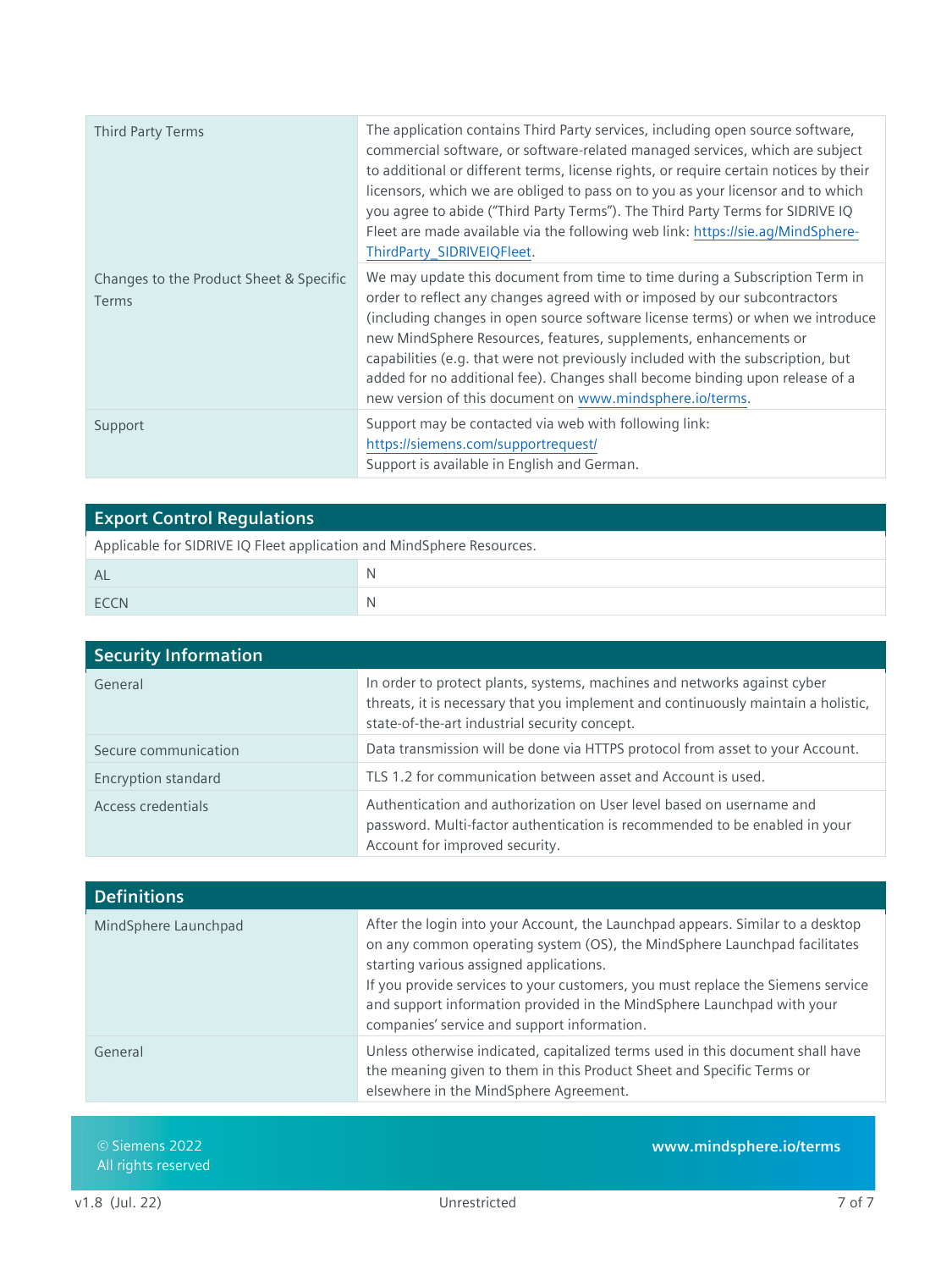| | |
|---|---|
| Third Party Terms | The application contains Third Party services, including open source software, commercial software, or software-related managed services, which are subject to additional or different terms, license rights, or require certain notices by their licensors, which we are obliged to pass on to you as your licensor and to which you agree to abide ("Third Party Terms"). The Third Party Terms for SIDRIVE IQ Fleet are made available via the following web link: https://sie.ag/MindSphere-ThirdParty_SIDRIVEIQFleet. |
| Changes to the Product Sheet & Specific Terms | We may update this document from time to time during a Subscription Term in order to reflect any changes agreed with or imposed by our subcontractors (including changes in open source software license terms) or when we introduce new MindSphere Resources, features, supplements, enhancements or capabilities (e.g. that were not previously included with the subscription, but added for no additional fee). Changes shall become binding upon release of a new version of this document on www.mindsphere.io/terms. |
| Support | Support may be contacted via web with following link: https://siemens.com/supportrequest/<br>Support is available in English and German. |

## Export Control Regulations

Applicable for SIDRIVE IQ Fleet application and MindSphere Resources.

| | |
|---|---|
| AL | N |
| ECCN | N |

## Security Information

| | |
|---|---|
| General | In order to protect plants, systems, machines and networks against cyber threats, it is necessary that you implement and continuously maintain a holistic, state-of-the-art industrial security concept. |
| Secure communication | Data transmission will be done via HTTPS protocol from asset to your Account. |
| Encryption standard | TLS 1.2 for communication between asset and Account is used. |
| Access credentials | Authentication and authorization on User level based on username and password. Multi-factor authentication is recommended to be enabled in your Account for improved security. |

## Definitions

| | |
|---|---|
| MindSphere Launchpad | After the login into your Account, the Launchpad appears. Similar to a desktop on any common operating system (OS), the MindSphere Launchpad facilitates starting various assigned applications.<br>If you provide services to your customers, you must replace the Siemens service and support information provided in the MindSphere Launchpad with your companies' service and support information. |
| General | Unless otherwise indicated, capitalized terms used in this document shall have the meaning given to them in this Product Sheet and Specific Terms or elsewhere in the MindSphere Agreement. |

© Siemens 2022
All rights reserved

www.mindsphere.io/terms

v1.8 (Jul. 22) Unrestricted